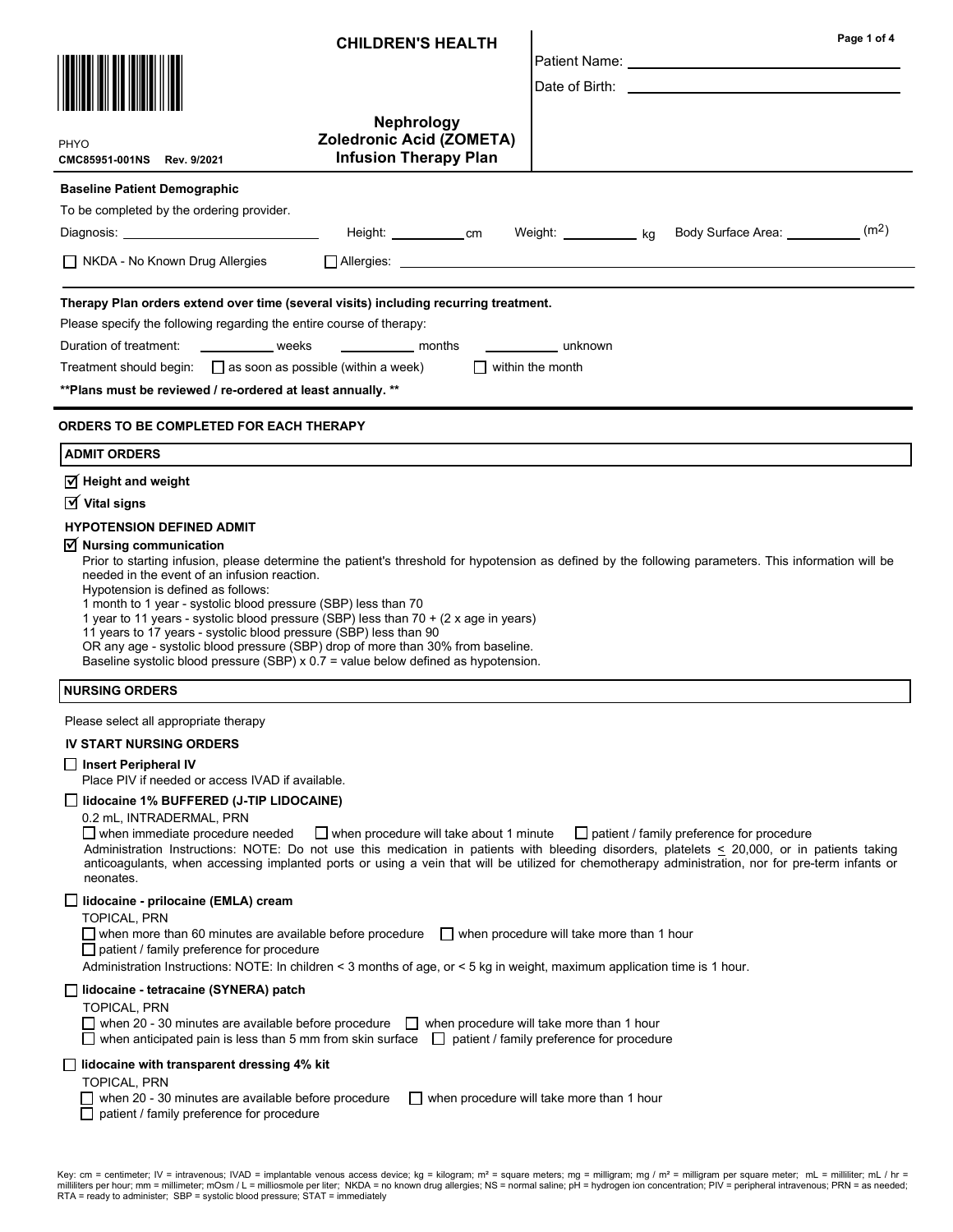# CHILDREN'S HEALTH

PHYO
CMC85951-001NS Rev. 9/2021

## Nephrology Zoledronic Acid (ZOMETA) Infusion Therapy Plan

Patient Name: ______________________

Date of Birth: ______________________

### Baseline Patient Demographic

To be completed by the ordering provider.

Diagnosis: ______________________ Height: __________ cm Weight: __________ kg Body Surface Area: __________ ($m^2$)

☐ NKDA - No Known Drug Allergies ☐ Allergies: ______________________

**Therapy Plan orders extend over time (several visits) including recurring treatment.**

Please specify the following regarding the entire course of therapy:

Duration of treatment: __________ weeks __________ months __________ unknown

Treatment should begin: ☐ as soon as possible (within a week) ☐ within the month

**\*\*Plans must be reviewed / re-ordered at least annually. \*\***

## ORDERS TO BE COMPLETED FOR EACH THERAPY

### ADMIT ORDERS

☑ **Height and weight**

☑ **Vital signs**

**HYPOTENSION DEFINED ADMIT**

☑ **Nursing communication**

Prior to starting infusion, please determine the patient's threshold for hypotension as defined by the following parameters. This information will be needed in the event of an infusion reaction.
Hypotension is defined as follows:
1 month to 1 year - systolic blood pressure (SBP) less than 70
1 year to 11 years - systolic blood pressure (SBP) less than 70 + (2 x age in years)
11 years to 17 years - systolic blood pressure (SBP) less than 90
OR any age - systolic blood pressure (SBP) drop of more than 30% from baseline.
Baseline systolic blood pressure (SBP) x 0.7 = value below defined as hypotension.

### NURSING ORDERS

Please select all appropriate therapy

**IV START NURSING ORDERS**

☐ **Insert Peripheral IV**
Place PIV if needed or access IVAD if available.

☐ **lidocaine 1% BUFFERED (J-TIP LIDOCAINE)**
0.2 mL, INTRADERMAL, PRN
☐ when immediate procedure needed ☐ when procedure will take about 1 minute ☐ patient / family preference for procedure
Administration Instructions: NOTE: Do not use this medication in patients with bleeding disorders, platelets ≤ 20,000, or in patients taking anticoagulants, when accessing implanted ports or using a vein that will be utilized for chemotherapy administration, nor for pre-term infants or neonates.

☐ **lidocaine - prilocaine (EMLA) cream**
TOPICAL, PRN
☐ when more than 60 minutes are available before procedure ☐ when procedure will take more than 1 hour
☐ patient / family preference for procedure
Administration Instructions: NOTE: In children < 3 months of age, or < 5 kg in weight, maximum application time is 1 hour.

☐ **lidocaine - tetracaine (SYNERA) patch**
TOPICAL, PRN
☐ when 20 - 30 minutes are available before procedure ☐ when procedure will take more than 1 hour
☐ when anticipated pain is less than 5 mm from skin surface ☐ patient / family preference for procedure

☐ **lidocaine with transparent dressing 4% kit**
TOPICAL, PRN
☐ when 20 - 30 minutes are available before procedure ☐ when procedure will take more than 1 hour
☐ patient / family preference for procedure

Key: cm = centimeter; IV = intravenous; IVAD = implantable venous access device; kg = kilogram; m² = square meters; mg = milligram; mg / m² = milligram per square meter; mL = milliliter; mL / hr = milliliters per hour; mm = millimeter; mOsm / L = milliosmole per liter; NKDA = no known drug allergies; NS = normal saline; pH = hydrogen ion concentration; PIV = peripheral intravenous; PRN = as needed; RTA = ready to administer; SBP = systolic blood pressure; STAT = immediately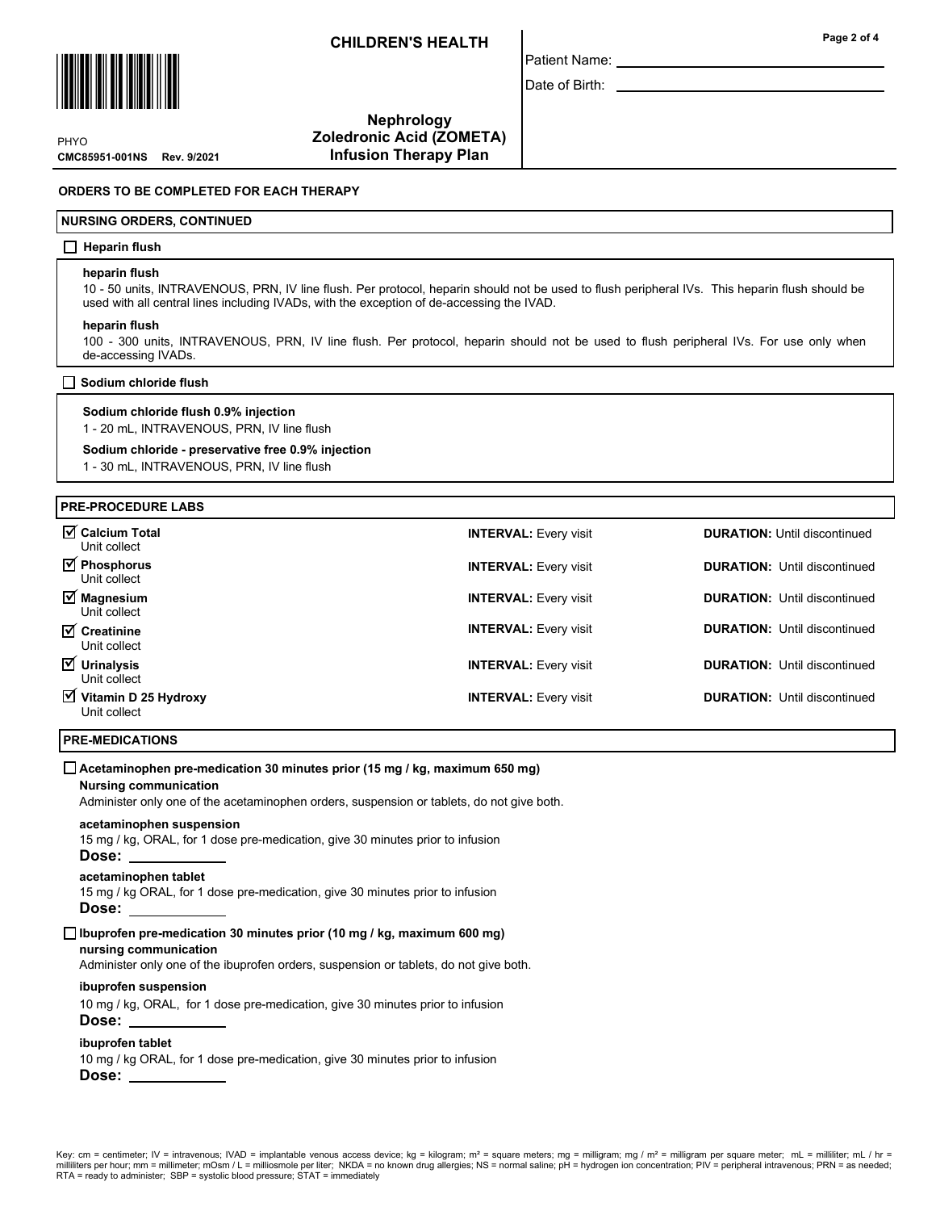**CHILDREN'S HEALTH**

Patient Name: ______________________

Date of Birth: ______________________

PHYO
**CMC85951-001NS Rev. 9/2021**

**Nephrology**
**Zoledronic Acid (ZOMETA)**
**Infusion Therapy Plan**

## ORDERS TO BE COMPLETED FOR EACH THERAPY

### NURSING ORDERS, CONTINUED

☐ **Heparin flush**

**heparin flush**
10 - 50 units, INTRAVENOUS, PRN, IV line flush. Per protocol, heparin should not be used to flush peripheral IVs. This heparin flush should be used with all central lines including IVADs, with the exception of de-accessing the IVAD.

**heparin flush**
100 - 300 units, INTRAVENOUS, PRN, IV line flush. Per protocol, heparin should not be used to flush peripheral IVs. For use only when de-accessing IVADs.

☐ **Sodium chloride flush**

**Sodium chloride flush 0.9% injection**
1 - 20 mL, INTRAVENOUS, PRN, IV line flush

**Sodium chloride - preservative free 0.9% injection**
1 - 30 mL, INTRAVENOUS, PRN, IV line flush

### PRE-PROCEDURE LABS

| Lab | Interval | Duration |
|---|---|---|
| ☑ **Calcium Total** Unit collect | **INTERVAL:** Every visit | **DURATION:** Until discontinued |
| ☑ **Phosphorus** Unit collect | **INTERVAL:** Every visit | **DURATION:** Until discontinued |
| ☑ **Magnesium** Unit collect | **INTERVAL:** Every visit | **DURATION:** Until discontinued |
| ☑ **Creatinine** Unit collect | **INTERVAL:** Every visit | **DURATION:** Until discontinued |
| ☑ **Urinalysis** Unit collect | **INTERVAL:** Every visit | **DURATION:** Until discontinued |
| ☑ **Vitamin D 25 Hydroxy** Unit collect | **INTERVAL:** Every visit | **DURATION:** Until discontinued |

### PRE-MEDICATIONS

☐ **Acetaminophen pre-medication 30 minutes prior (15 mg / kg, maximum 650 mg)**

**Nursing communication**
Administer only one of the acetaminophen orders, suspension or tablets, do not give both.

**acetaminophen suspension**
15 mg / kg, ORAL, for 1 dose pre-medication, give 30 minutes prior to infusion
**Dose:** __________

**acetaminophen tablet**
15 mg / kg ORAL, for 1 dose pre-medication, give 30 minutes prior to infusion
**Dose:** __________

☐ **Ibuprofen pre-medication 30 minutes prior (10 mg / kg, maximum 600 mg)**

**nursing communication**
Administer only one of the ibuprofen orders, suspension or tablets, do not give both.

**ibuprofen suspension**
10 mg / kg, ORAL, for 1 dose pre-medication, give 30 minutes prior to infusion
**Dose:** __________

**ibuprofen tablet**
10 mg / kg ORAL, for 1 dose pre-medication, give 30 minutes prior to infusion
**Dose:** __________

Key: cm = centimeter; IV = intravenous; IVAD = implantable venous access device; kg = kilogram; m² = square meters; mg = milligram; mg / m² = milligram per square meter; mL = milliliter; mL / hr = milliliters per hour; mm = millimeter; mOsm / L = milliosmole per liter; NKDA = no known drug allergies; NS = normal saline; pH = hydrogen ion concentration; PIV = peripheral intravenous; PRN = as needed; RTA = ready to administer; SBP = systolic blood pressure; STAT = immediately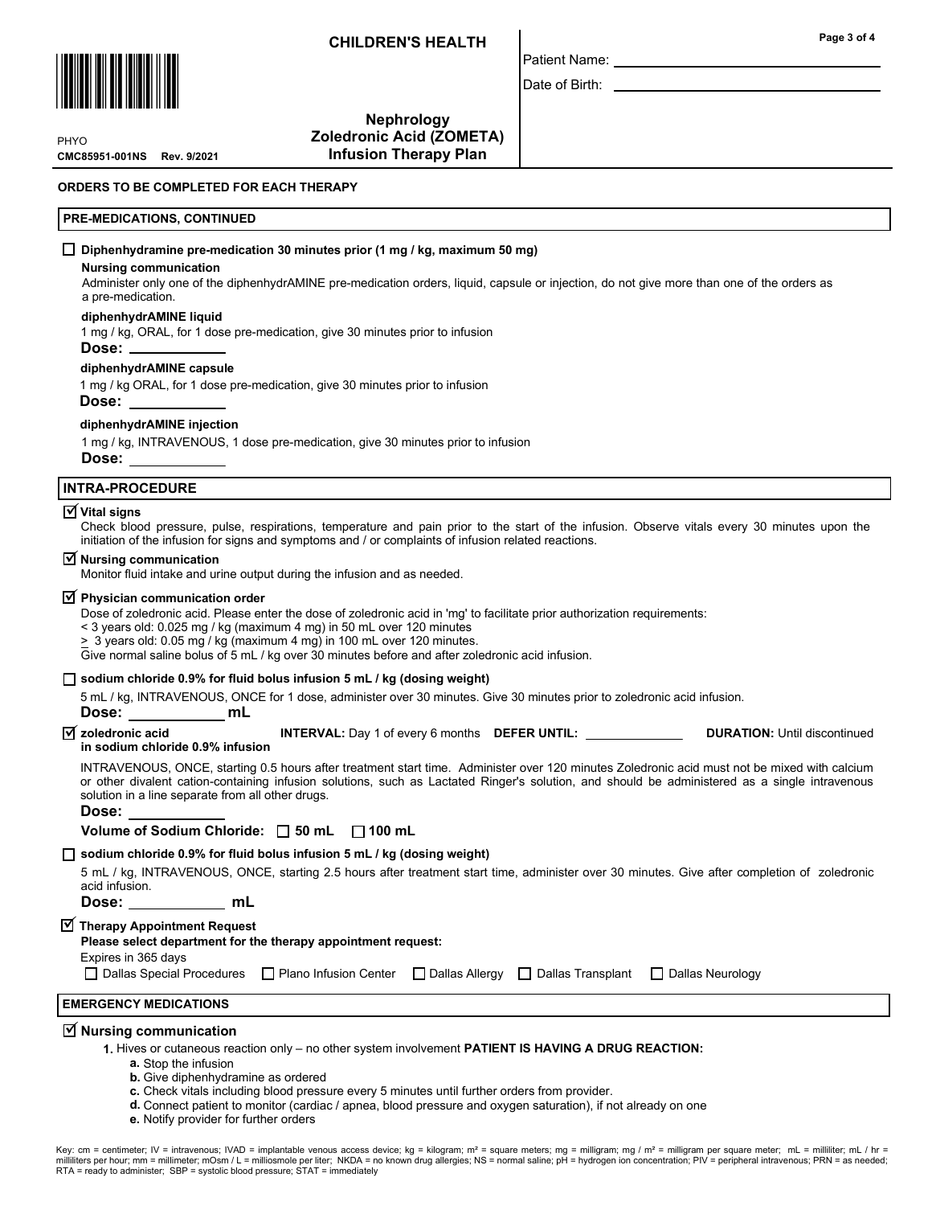**CHILDREN'S HEALTH**

Patient Name: ___________________

Date of Birth: ___________________

PHYO
**CMC85951-001NS Rev. 9/2021**

**Nephrology**
**Zoledronic Acid (ZOMETA)**
**Infusion Therapy Plan**

**ORDERS TO BE COMPLETED FOR EACH THERAPY**

## PRE-MEDICATIONS, CONTINUED

☐ **Diphenhydramine pre-medication 30 minutes prior (1 mg / kg, maximum 50 mg)**

**Nursing communication**
Administer only one of the diphenhydrAMINE pre-medication orders, liquid, capsule or injection, do not give more than one of the orders as a pre-medication.

**diphenhydrAMINE liquid**
1 mg / kg, ORAL, for 1 dose pre-medication, give 30 minutes prior to infusion
**Dose:** ____________

**diphenhydrAMINE capsule**
1 mg / kg ORAL, for 1 dose pre-medication, give 30 minutes prior to infusion
**Dose:** ____________

**diphenhydrAMINE injection**
1 mg / kg, INTRAVENOUS, 1 dose pre-medication, give 30 minutes prior to infusion
**Dose:** ____________

## INTRA-PROCEDURE

☑ **Vital signs**
Check blood pressure, pulse, respirations, temperature and pain prior to the start of the infusion. Observe vitals every 30 minutes upon the initiation of the infusion for signs and symptoms and / or complaints of infusion related reactions.

☑ **Nursing communication**
Monitor fluid intake and urine output during the infusion and as needed.

☑ **Physician communication order**
Dose of zoledronic acid. Please enter the dose of zoledronic acid in 'mg' to facilitate prior authorization requirements:
< 3 years old: 0.025 mg / kg (maximum 4 mg) in 50 mL over 120 minutes
≥ 3 years old: 0.05 mg / kg (maximum 4 mg) in 100 mL over 120 minutes.
Give normal saline bolus of 5 mL / kg over 30 minutes before and after zoledronic acid infusion.

☐ **sodium chloride 0.9% for fluid bolus infusion 5 mL / kg (dosing weight)**
5 mL / kg, INTRAVENOUS, ONCE for 1 dose, administer over 30 minutes. Give 30 minutes prior to zoledronic acid infusion.
**Dose:** ____________ **mL**

☑ **zoledronic acid in sodium chloride 0.9% infusion** **INTERVAL:** Day 1 of every 6 months **DEFER UNTIL:** ____________ **DURATION:** Until discontinued

INTRAVENOUS, ONCE, starting 0.5 hours after treatment start time. Administer over 120 minutes Zoledronic acid must not be mixed with calcium or other divalent cation-containing infusion solutions, such as Lactated Ringer's solution, and should be administered as a single intravenous solution in a line separate from all other drugs.
**Dose:** ____________
**Volume of Sodium Chloride:** ☐ **50 mL** ☐ **100 mL**

☐ **sodium chloride 0.9% for fluid bolus infusion 5 mL / kg (dosing weight)**
5 mL / kg, INTRAVENOUS, ONCE, starting 2.5 hours after treatment start time, administer over 30 minutes. Give after completion of zoledronic acid infusion.
**Dose:** ____________ **mL**

☑ **Therapy Appointment Request**
**Please select department for the therapy appointment request:**
Expires in 365 days
☐ Dallas Special Procedures ☐ Plano Infusion Center ☐ Dallas Allergy ☐ Dallas Transplant ☐ Dallas Neurology

## EMERGENCY MEDICATIONS

☑ **Nursing communication**

1. Hives or cutaneous reaction only – no other system involvement **PATIENT IS HAVING A DRUG REACTION:**
   - **a.** Stop the infusion
   - **b.** Give diphenhydramine as ordered
   - **c.** Check vitals including blood pressure every 5 minutes until further orders from provider.
   - **d.** Connect patient to monitor (cardiac / apnea, blood pressure and oxygen saturation), if not already on one
   - **e.** Notify provider for further orders

Key: cm = centimeter; IV = intravenous; IVAD = implantable venous access device; kg = kilogram; m² = square meters; mg = milligram; mg / m² = milligram per square meter; mL = milliliter; mL / hr = milliliters per hour; mm = millimeter; mOsm / L = milliosmole per liter; NKDA = no known drug allergies; NS = normal saline; pH = hydrogen ion concentration; PIV = peripheral intravenous; PRN = as needed; RTA = ready to administer; SBP = systolic blood pressure; STAT = immediately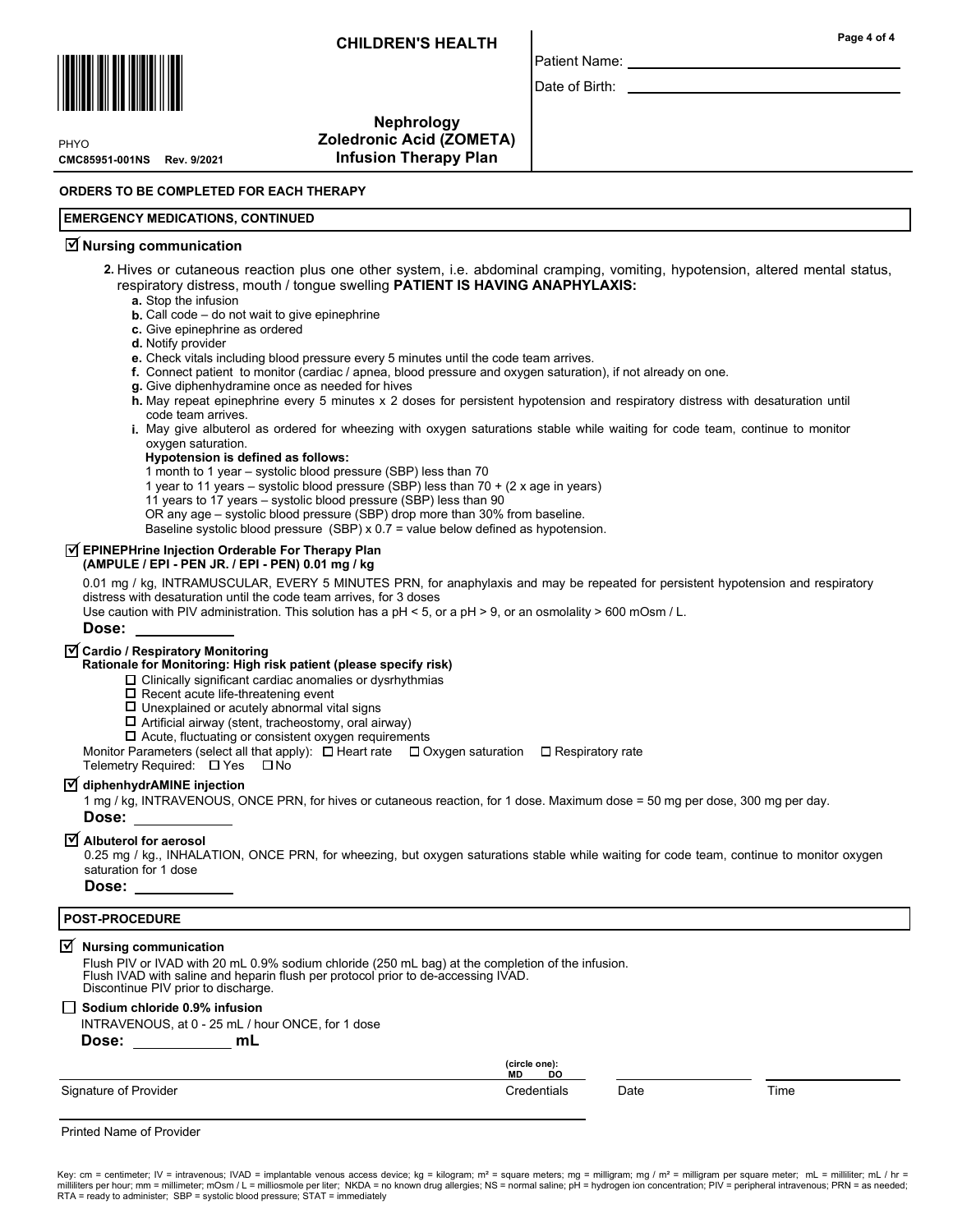CHILDREN'S HEALTH

Patient Name: ______________________

Date of Birth: ______________________

PHYO
CMC85951-001NS Rev. 9/2021

**Nephrology**
**Zoledronic Acid (ZOMETA)**
**Infusion Therapy Plan**

**ORDERS TO BE COMPLETED FOR EACH THERAPY**

**EMERGENCY MEDICATIONS, CONTINUED**

☑ **Nursing communication**

2. Hives or cutaneous reaction plus one other system, i.e. abdominal cramping, vomiting, hypotension, altered mental status, respiratory distress, mouth / tongue swelling **PATIENT IS HAVING ANAPHYLAXIS:**
   a. Stop the infusion
   b. Call code – do not wait to give epinephrine
   c. Give epinephrine as ordered
   d. Notify provider
   e. Check vitals including blood pressure every 5 minutes until the code team arrives.
   f. Connect patient to monitor (cardiac / apnea, blood pressure and oxygen saturation), if not already on one.
   g. Give diphenhydramine once as needed for hives
   h. May repeat epinephrine every 5 minutes x 2 doses for persistent hypotension and respiratory distress with desaturation until code team arrives.
   i. May give albuterol as ordered for wheezing with oxygen saturations stable while waiting for code team, continue to monitor oxygen saturation.

   **Hypotension is defined as follows:**
   1 month to 1 year – systolic blood pressure (SBP) less than 70
   1 year to 11 years – systolic blood pressure (SBP) less than 70 + (2 x age in years)
   11 years to 17 years – systolic blood pressure (SBP) less than 90
   OR any age – systolic blood pressure (SBP) drop more than 30% from baseline.
   Baseline systolic blood pressure (SBP) x 0.7 = value below defined as hypotension.

☑ **EPINEPHrine Injection Orderable For Therapy Plan (AMPULE / EPI - PEN JR. / EPI - PEN) 0.01 mg / kg**

0.01 mg / kg, INTRAMUSCULAR, EVERY 5 MINUTES PRN, for anaphylaxis and may be repeated for persistent hypotension and respiratory distress with desaturation until the code team arrives, for 3 doses
Use caution with PIV administration. This solution has a pH < 5, or a pH > 9, or an osmolality > 600 mOsm / L.

**Dose:** ____________

☑ **Cardio / Respiratory Monitoring**
**Rationale for Monitoring: High risk patient (please specify risk)**

- ☐ Clinically significant cardiac anomalies or dysrhythmias
- ☐ Recent acute life-threatening event
- ☐ Unexplained or acutely abnormal vital signs
- ☐ Artificial airway (stent, tracheostomy, oral airway)
- ☐ Acute, fluctuating or consistent oxygen requirements

Monitor Parameters (select all that apply): ☐ Heart rate ☐ Oxygen saturation ☐ Respiratory rate
Telemetry Required: ☐ Yes ☐ No

☑ **diphenhydrAMINE injection**

1 mg / kg, INTRAVENOUS, ONCE PRN, for hives or cutaneous reaction, for 1 dose. Maximum dose = 50 mg per dose, 300 mg per day.

**Dose:** ____________

☑ **Albuterol for aerosol**

0.25 mg / kg., INHALATION, ONCE PRN, for wheezing, but oxygen saturations stable while waiting for code team, continue to monitor oxygen saturation for 1 dose

**Dose:** ____________

**POST-PROCEDURE**

☑ **Nursing communication**

Flush PIV or IVAD with 20 mL 0.9% sodium chloride (250 mL bag) at the completion of the infusion.
Flush IVAD with saline and heparin flush per protocol prior to de-accessing IVAD.
Discontinue PIV prior to discharge.

☐ **Sodium chloride 0.9% infusion**

INTRAVENOUS, at 0 - 25 mL / hour ONCE, for 1 dose

**Dose:** ____________ **mL**

| | | | |
|---|---|---|---|
| Signature of Provider | Credentials (circle one): MD DO | Date | Time |

Printed Name of Provider

Key: cm = centimeter; IV = intravenous; IVAD = implantable venous access device; kg = kilogram; m² = square meters; mg = milligram; mg / m² = milligram per square meter; mL = milliliter; mL / hr = milliliters per hour; mm = millimeter; mOsm / L = milliosmole per liter; NKDA = no known drug allergies; NS = normal saline; pH = hydrogen ion concentration; PIV = peripheral intravenous; PRN = as needed; RTA = ready to administer; SBP = systolic blood pressure; STAT = immediately